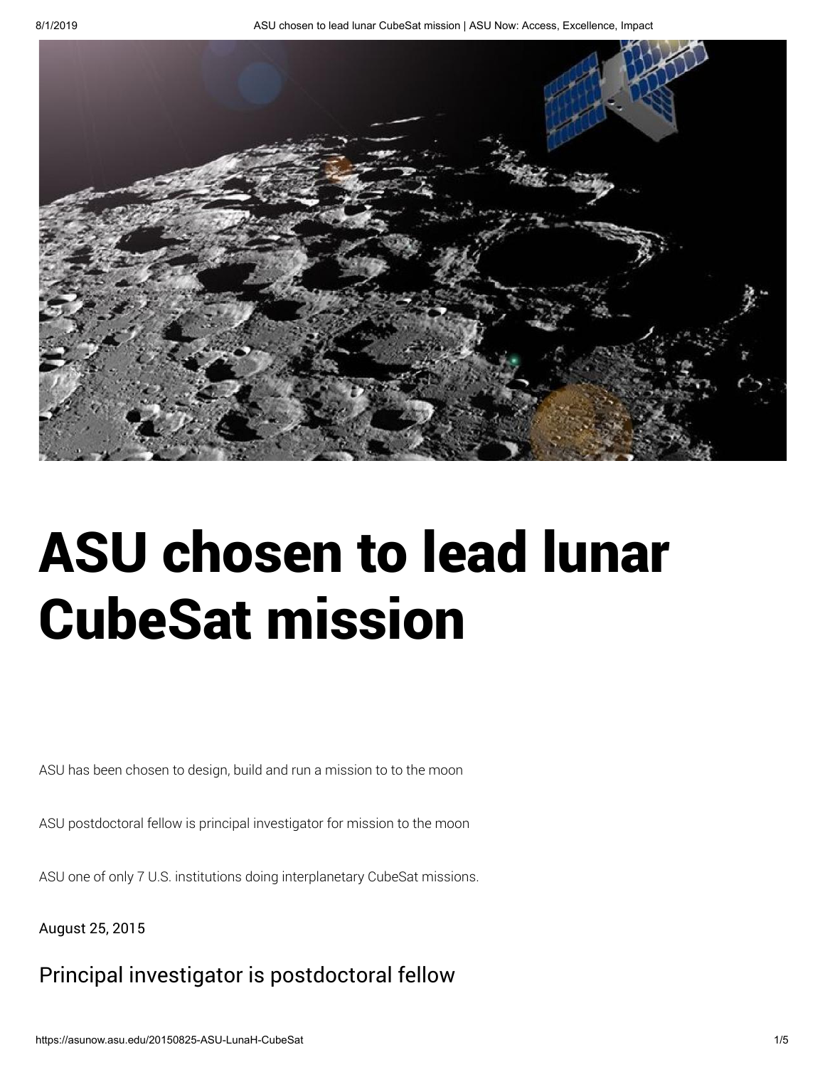# ASU chosen to lead lunar CubeSat mission

ASU has been chosen to design, build and run a mission to to the moon

ASU postdoctoral fellow is principal investigator for mission to the moon

ASU one of only 7 U.S. institutions doing interplanetary CubeSat missions.

August 25, 2015

## Principal investigator is postdoctoral fellow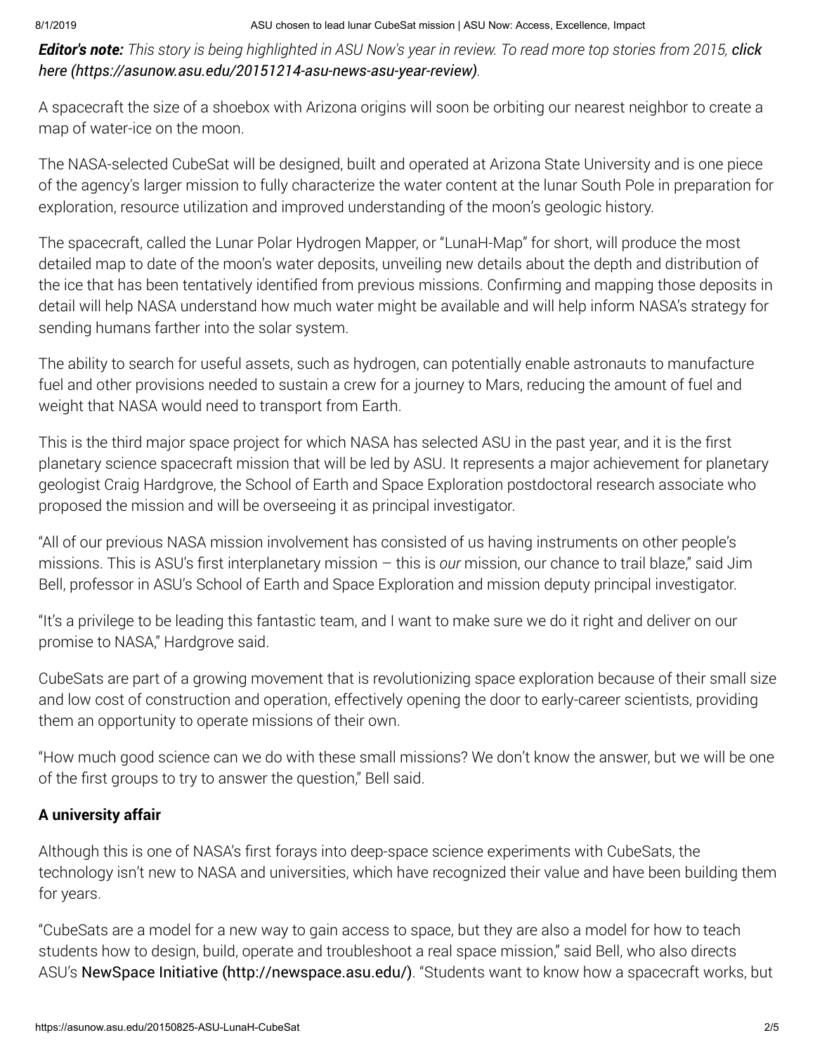***Editor's note:*** *This story is being highlighted in ASU Now's year in review. To read more top stories from 2015,* ***click here (https://asunow.asu.edu/20151214-asu-news-asu-year-review)***.

A spacecraft the size of a shoebox with Arizona origins will soon be orbiting our nearest neighbor to create a map of water-ice on the moon.

The NASA-selected CubeSat will be designed, built and operated at Arizona State University and is one piece of the agency's larger mission to fully characterize the water content at the lunar South Pole in preparation for exploration, resource utilization and improved understanding of the moon's geologic history.

The spacecraft, called the Lunar Polar Hydrogen Mapper, or "LunaH-Map" for short, will produce the most detailed map to date of the moon's water deposits, unveiling new details about the depth and distribution of the ice that has been tentatively identified from previous missions. Confirming and mapping those deposits in detail will help NASA understand how much water might be available and will help inform NASA's strategy for sending humans farther into the solar system.

The ability to search for useful assets, such as hydrogen, can potentially enable astronauts to manufacture fuel and other provisions needed to sustain a crew for a journey to Mars, reducing the amount of fuel and weight that NASA would need to transport from Earth.

This is the third major space project for which NASA has selected ASU in the past year, and it is the first planetary science spacecraft mission that will be led by ASU. It represents a major achievement for planetary geologist Craig Hardgrove, the School of Earth and Space Exploration postdoctoral research associate who proposed the mission and will be overseeing it as principal investigator.

"All of our previous NASA mission involvement has consisted of us having instruments on other people's missions. This is ASU's first interplanetary mission – this is *our* mission, our chance to trail blaze," said Jim Bell, professor in ASU's School of Earth and Space Exploration and mission deputy principal investigator.

"It's a privilege to be leading this fantastic team, and I want to make sure we do it right and deliver on our promise to NASA," Hardgrove said.

CubeSats are part of a growing movement that is revolutionizing space exploration because of their small size and low cost of construction and operation, effectively opening the door to early-career scientists, providing them an opportunity to operate missions of their own.

"How much good science can we do with these small missions? We don't know the answer, but we will be one of the first groups to try to answer the question," Bell said.

**A university affair**

Although this is one of NASA's first forays into deep-space science experiments with CubeSats, the technology isn't new to NASA and universities, which have recognized their value and have been building them for years.

"CubeSats are a model for a new way to gain access to space, but they are also a model for how to teach students how to design, build, operate and troubleshoot a real space mission," said Bell, who also directs ASU's NewSpace Initiative (http://newspace.asu.edu/). "Students want to know how a spacecraft works, but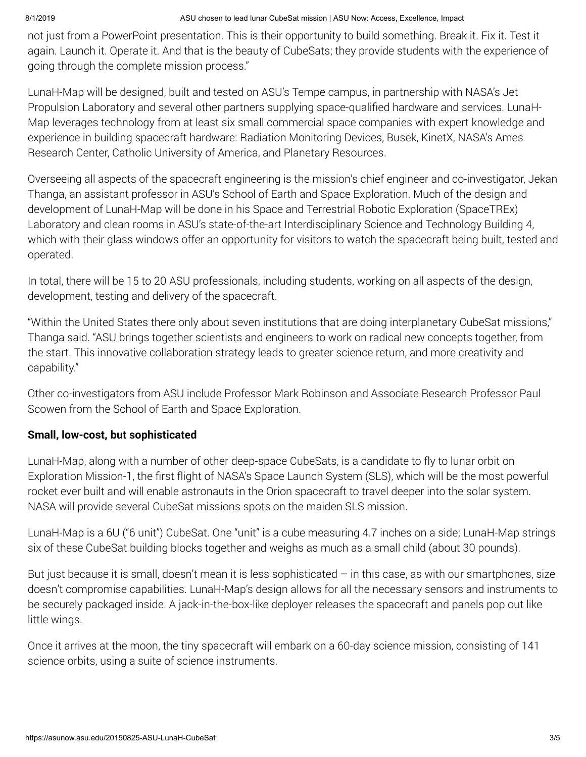not just from a PowerPoint presentation. This is their opportunity to build something. Break it. Fix it. Test it again. Launch it. Operate it. And that is the beauty of CubeSats; they provide students with the experience of going through the complete mission process."

LunaH-Map will be designed, built and tested on ASU's Tempe campus, in partnership with NASA's Jet Propulsion Laboratory and several other partners supplying space-qualified hardware and services. LunaH-Map leverages technology from at least six small commercial space companies with expert knowledge and experience in building spacecraft hardware: Radiation Monitoring Devices, Busek, KinetX, NASA's Ames Research Center, Catholic University of America, and Planetary Resources.

Overseeing all aspects of the spacecraft engineering is the mission's chief engineer and co-investigator, Jekan Thanga, an assistant professor in ASU's School of Earth and Space Exploration. Much of the design and development of LunaH-Map will be done in his Space and Terrestrial Robotic Exploration (SpaceTREx) Laboratory and clean rooms in ASU's state-of-the-art Interdisciplinary Science and Technology Building 4, which with their glass windows offer an opportunity for visitors to watch the spacecraft being built, tested and operated.

In total, there will be 15 to 20 ASU professionals, including students, working on all aspects of the design, development, testing and delivery of the spacecraft.

"Within the United States there only about seven institutions that are doing interplanetary CubeSat missions," Thanga said. "ASU brings together scientists and engineers to work on radical new concepts together, from the start. This innovative collaboration strategy leads to greater science return, and more creativity and capability."

Other co-investigators from ASU include Professor Mark Robinson and Associate Research Professor Paul Scowen from the School of Earth and Space Exploration.

**Small, low-cost, but sophisticated**

LunaH-Map, along with a number of other deep-space CubeSats, is a candidate to fly to lunar orbit on Exploration Mission-1, the first flight of NASA's Space Launch System (SLS), which will be the most powerful rocket ever built and will enable astronauts in the Orion spacecraft to travel deeper into the solar system. NASA will provide several CubeSat missions spots on the maiden SLS mission.

LunaH-Map is a 6U ("6 unit") CubeSat. One "unit" is a cube measuring 4.7 inches on a side; LunaH-Map strings six of these CubeSat building blocks together and weighs as much as a small child (about 30 pounds).

But just because it is small, doesn't mean it is less sophisticated – in this case, as with our smartphones, size doesn't compromise capabilities. LunaH-Map's design allows for all the necessary sensors and instruments to be securely packaged inside. A jack-in-the-box-like deployer releases the spacecraft and panels pop out like little wings.

Once it arrives at the moon, the tiny spacecraft will embark on a 60-day science mission, consisting of 141 science orbits, using a suite of science instruments.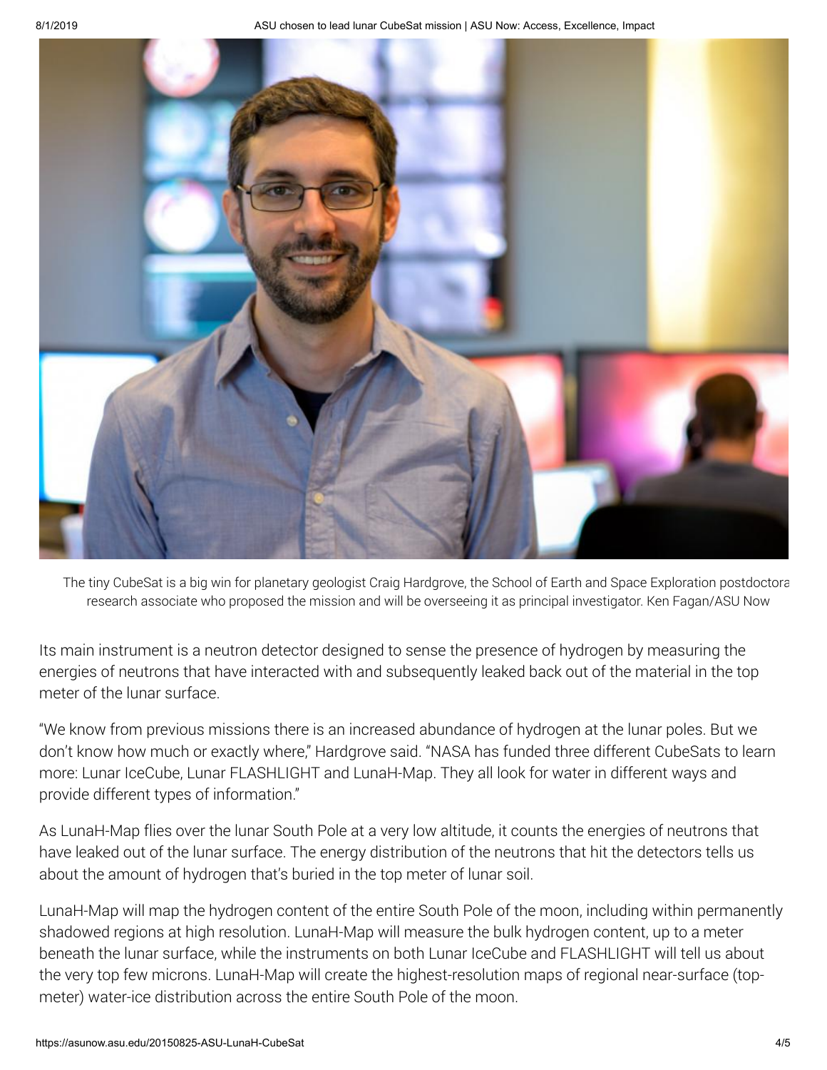The tiny CubeSat is a big win for planetary geologist Craig Hardgrove, the School of Earth and Space Exploration postdoctoral research associate who proposed the mission and will be overseeing it as principal investigator. Ken Fagan/ASU Now

Its main instrument is a neutron detector designed to sense the presence of hydrogen by measuring the energies of neutrons that have interacted with and subsequently leaked back out of the material in the top meter of the lunar surface.

"We know from previous missions there is an increased abundance of hydrogen at the lunar poles. But we don't know how much or exactly where," Hardgrove said. "NASA has funded three different CubeSats to learn more: Lunar IceCube, Lunar FLASHLIGHT and LunaH-Map. They all look for water in different ways and provide different types of information."

As LunaH-Map flies over the lunar South Pole at a very low altitude, it counts the energies of neutrons that have leaked out of the lunar surface. The energy distribution of the neutrons that hit the detectors tells us about the amount of hydrogen that's buried in the top meter of lunar soil.

LunaH-Map will map the hydrogen content of the entire South Pole of the moon, including within permanently shadowed regions at high resolution. LunaH-Map will measure the bulk hydrogen content, up to a meter beneath the lunar surface, while the instruments on both Lunar IceCube and FLASHLIGHT will tell us about the very top few microns. LunaH-Map will create the highest-resolution maps of regional near-surface (top-meter) water-ice distribution across the entire South Pole of the moon.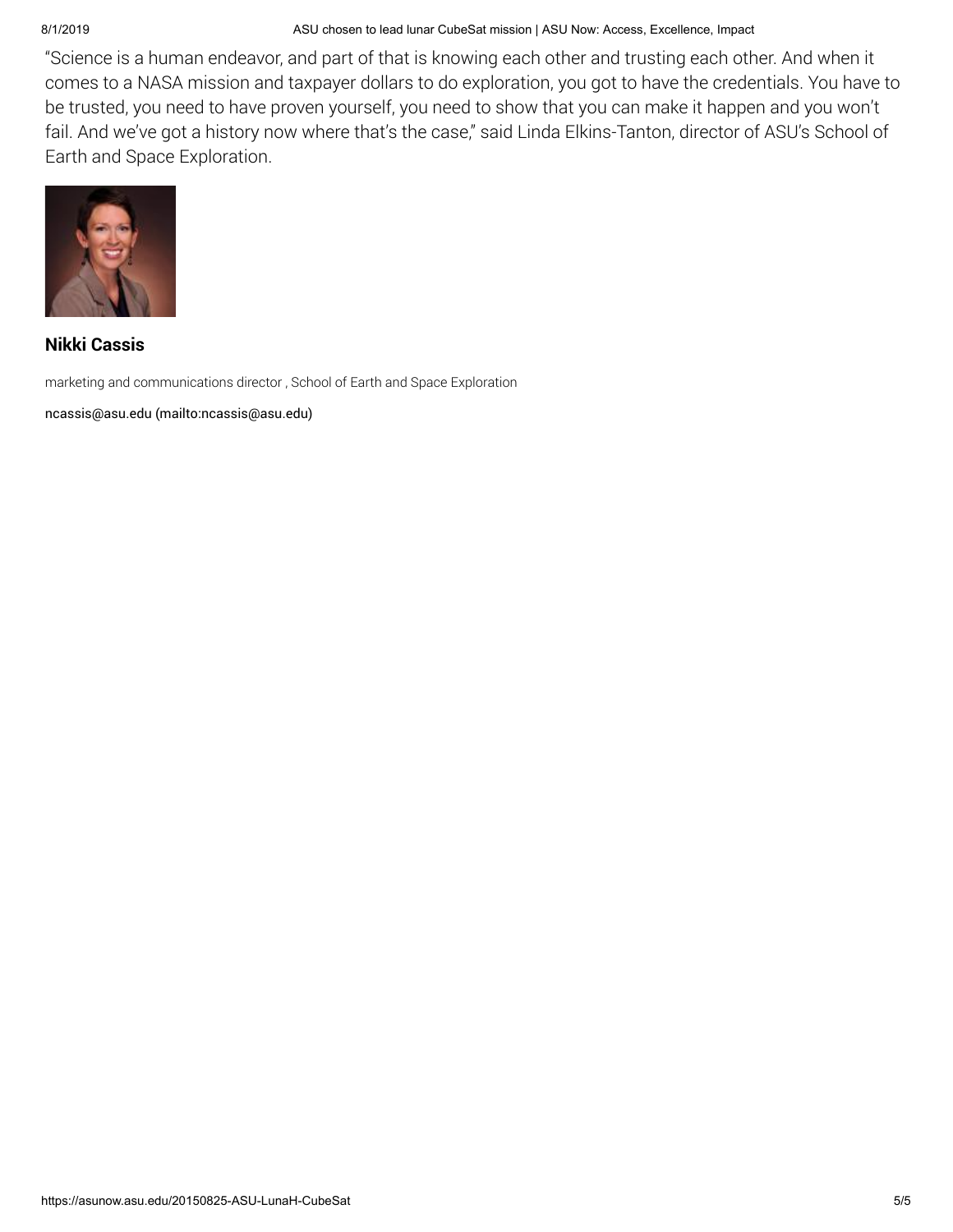"Science is a human endeavor, and part of that is knowing each other and trusting each other. And when it comes to a NASA mission and taxpayer dollars to do exploration, you got to have the credentials. You have to be trusted, you need to have proven yourself, you need to show that you can make it happen and you won't fail. And we've got a history now where that's the case," said Linda Elkins-Tanton, director of ASU's School of Earth and Space Exploration.

**Nikki Cassis**

marketing and communications director , School of Earth and Space Exploration

ncassis@asu.edu (mailto:ncassis@asu.edu)